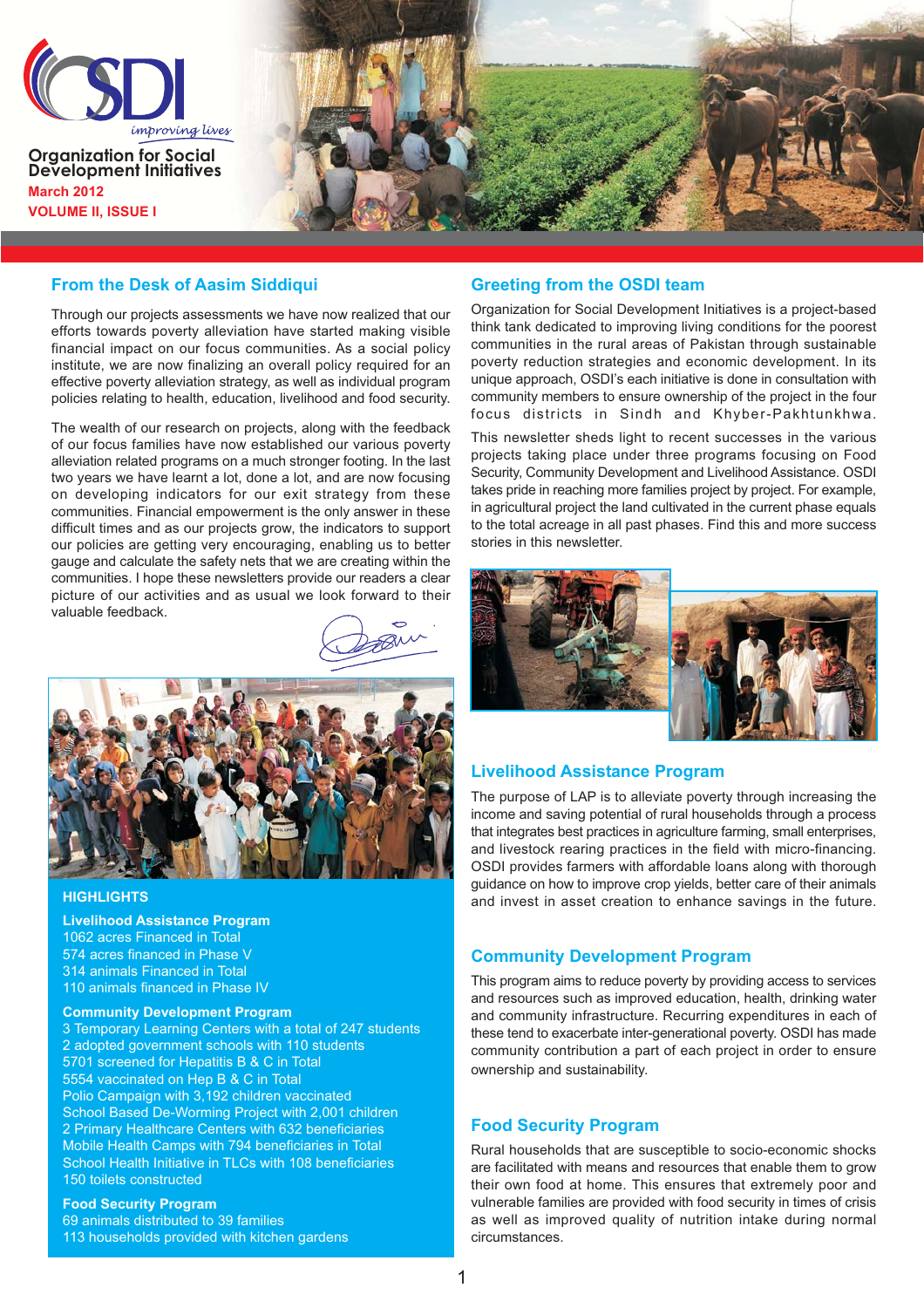# Organization for Social Development Initiatives

*improving lives*

**March 2012**

**VOLUME II, ISSUE I**

## From the Desk of Aasim Siddiqui

Through our projects assessments we have now realized that our efforts towards poverty alleviation have started making visible financial impact on our focus communities. As a social policy institute, we are now finalizing an overall policy required for an effective poverty alleviation strategy, as well as individual program policies relating to health, education, livelihood and food security.

The wealth of our research on projects, along with the feedback of our focus families have now established our various poverty alleviation related programs on a much stronger footing. In the last two years we have learnt a lot, done a lot, and are now focusing on developing indicators for our exit strategy from these communities. Financial empowerment is the only answer in these difficult times and as our projects grow, the indicators to support our policies are getting very encouraging, enabling us to better gauge and calculate the safety nets that we are creating within the communities. I hope these newsletters provide our readers a clear picture of our activities and as usual we look forward to their valuable feedback.

### HIGHLIGHTS

**Livelihood Assistance Program**
- 1062 acres Financed in Total
- 574 acres financed in Phase V
- 314 animals Financed in Total
- 110 animals financed in Phase IV

**Community Development Program**
- 3 Temporary Learning Centers with a total of 247 students
- 2 adopted government schools with 110 students
- 5701 screened for Hepatitis B & C in Total
- 5554 vaccinated on Hep B & C in Total
- Polio Campaign with 3,192 children vaccinated
- School Based De-Worming Project with 2,001 children
- 2 Primary Healthcare Centers with 632 beneficiaries
- Mobile Health Camps with 794 beneficiaries in Total
- School Health Initiative in TLCs with 108 beneficiaries
- 150 toilets constructed

**Food Security Program**
- 69 animals distributed to 39 families
- 113 households provided with kitchen gardens

## Greeting from the OSDI team

Organization for Social Development Initiatives is a project-based think tank dedicated to improving living conditions for the poorest communities in the rural areas of Pakistan through sustainable poverty reduction strategies and economic development. In its unique approach, OSDI's each initiative is done in consultation with community members to ensure ownership of the project in the four focus districts in Sindh and Khyber-Pakhtunkhwa.

This newsletter sheds light to recent successes in the various projects taking place under three programs focusing on Food Security, Community Development and Livelihood Assistance. OSDI takes pride in reaching more families project by project. For example, in agricultural project the land cultivated in the current phase equals to the total acreage in all past phases. Find this and more success stories in this newsletter.

## Livelihood Assistance Program

The purpose of LAP is to alleviate poverty through increasing the income and saving potential of rural households through a process that integrates best practices in agriculture farming, small enterprises, and livestock rearing practices in the field with micro-financing. OSDI provides farmers with affordable loans along with thorough guidance on how to improve crop yields, better care of their animals and invest in asset creation to enhance savings in the future.

## Community Development Program

This program aims to reduce poverty by providing access to services and resources such as improved education, health, drinking water and community infrastructure. Recurring expenditures in each of these tend to exacerbate inter-generational poverty. OSDI has made community contribution a part of each project in order to ensure ownership and sustainability.

## Food Security Program

Rural households that are susceptible to socio-economic shocks are facilitated with means and resources that enable them to grow their own food at home. This ensures that extremely poor and vulnerable families are provided with food security in times of crisis as well as improved quality of nutrition intake during normal circumstances.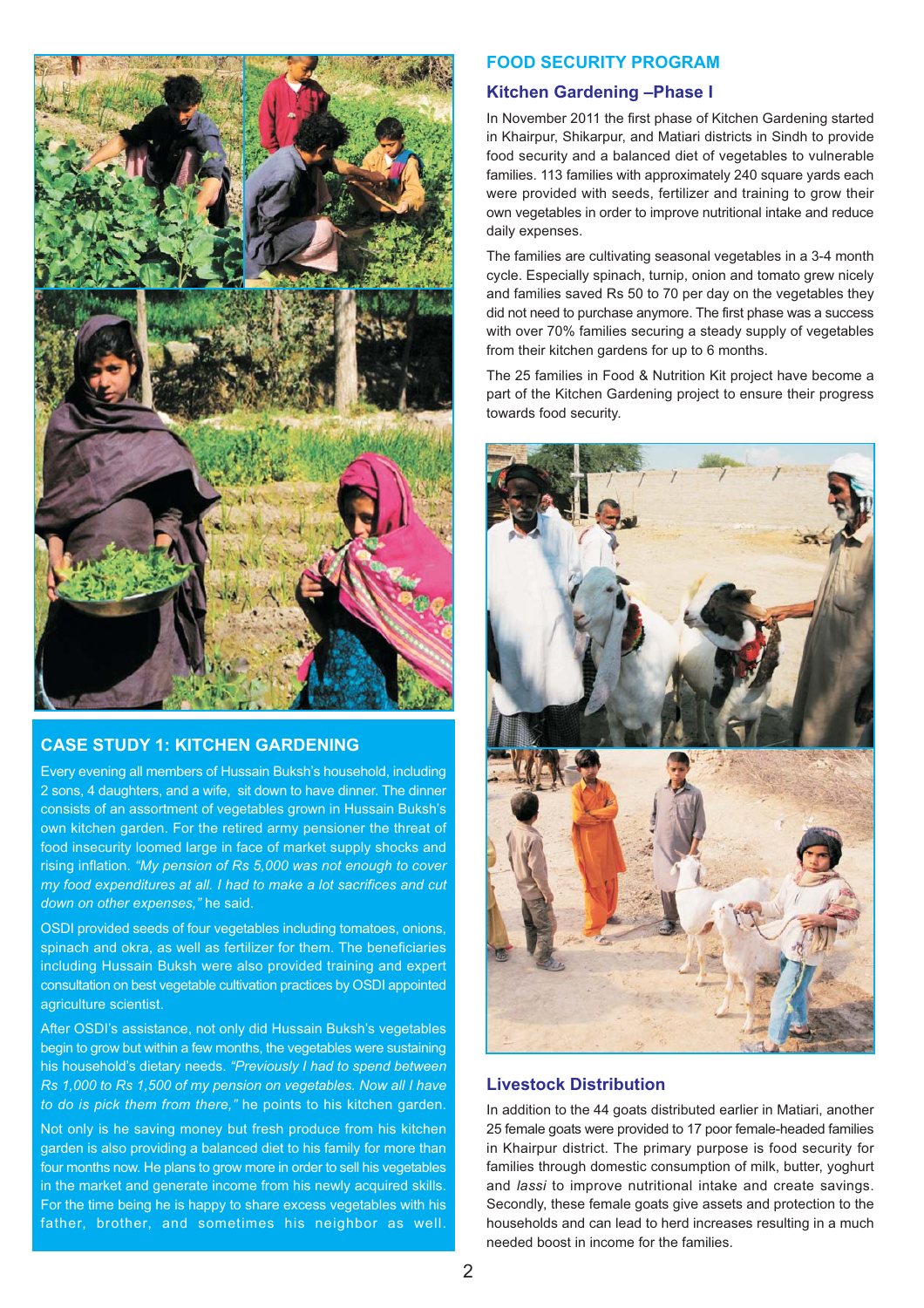## CASE STUDY 1: KITCHEN GARDENING

Every evening all members of Hussain Buksh's household, including 2 sons, 4 daughters, and a wife, sit down to have dinner. The dinner consists of an assortment of vegetables grown in Hussain Buksh's own kitchen garden. For the retired army pensioner the threat of food insecurity loomed large in face of market supply shocks and rising inflation. *"My pension of Rs 5,000 was not enough to cover my food expenditures at all. I had to make a lot sacrifices and cut down on other expenses,"* he said.

OSDI provided seeds of four vegetables including tomatoes, onions, spinach and okra, as well as fertilizer for them. The beneficiaries including Hussain Buksh were also provided training and expert consultation on best vegetable cultivation practices by OSDI appointed agriculture scientist.

After OSDI's assistance, not only did Hussain Buksh's vegetables begin to grow but within a few months, the vegetables were sustaining his household's dietary needs. *"Previously I had to spend between Rs 1,000 to Rs 1,500 of my pension on vegetables. Now all I have to do is pick them from there,"* he points to his kitchen garden.

Not only is he saving money but fresh produce from his kitchen garden is also providing a balanced diet to his family for more than four months now. He plans to grow more in order to sell his vegetables in the market and generate income from his newly acquired skills. For the time being he is happy to share excess vegetables with his father, brother, and sometimes his neighbor as well.

# FOOD SECURITY PROGRAM

## Kitchen Gardening –Phase I

In November 2011 the first phase of Kitchen Gardening started in Khairpur, Shikarpur, and Matiari districts in Sindh to provide food security and a balanced diet of vegetables to vulnerable families. 113 families with approximately 240 square yards each were provided with seeds, fertilizer and training to grow their own vegetables in order to improve nutritional intake and reduce daily expenses.

The families are cultivating seasonal vegetables in a 3-4 month cycle. Especially spinach, turnip, onion and tomato grew nicely and families saved Rs 50 to 70 per day on the vegetables they did not need to purchase anymore. The first phase was a success with over 70% families securing a steady supply of vegetables from their kitchen gardens for up to 6 months.

The 25 families in Food & Nutrition Kit project have become a part of the Kitchen Gardening project to ensure their progress towards food security.

## Livestock Distribution

In addition to the 44 goats distributed earlier in Matiari, another 25 female goats were provided to 17 poor female-headed families in Khairpur district. The primary purpose is food security for families through domestic consumption of milk, butter, yoghurt and *lassi* to improve nutritional intake and create savings. Secondly, these female goats give assets and protection to the households and can lead to herd increases resulting in a much needed boost in income for the families.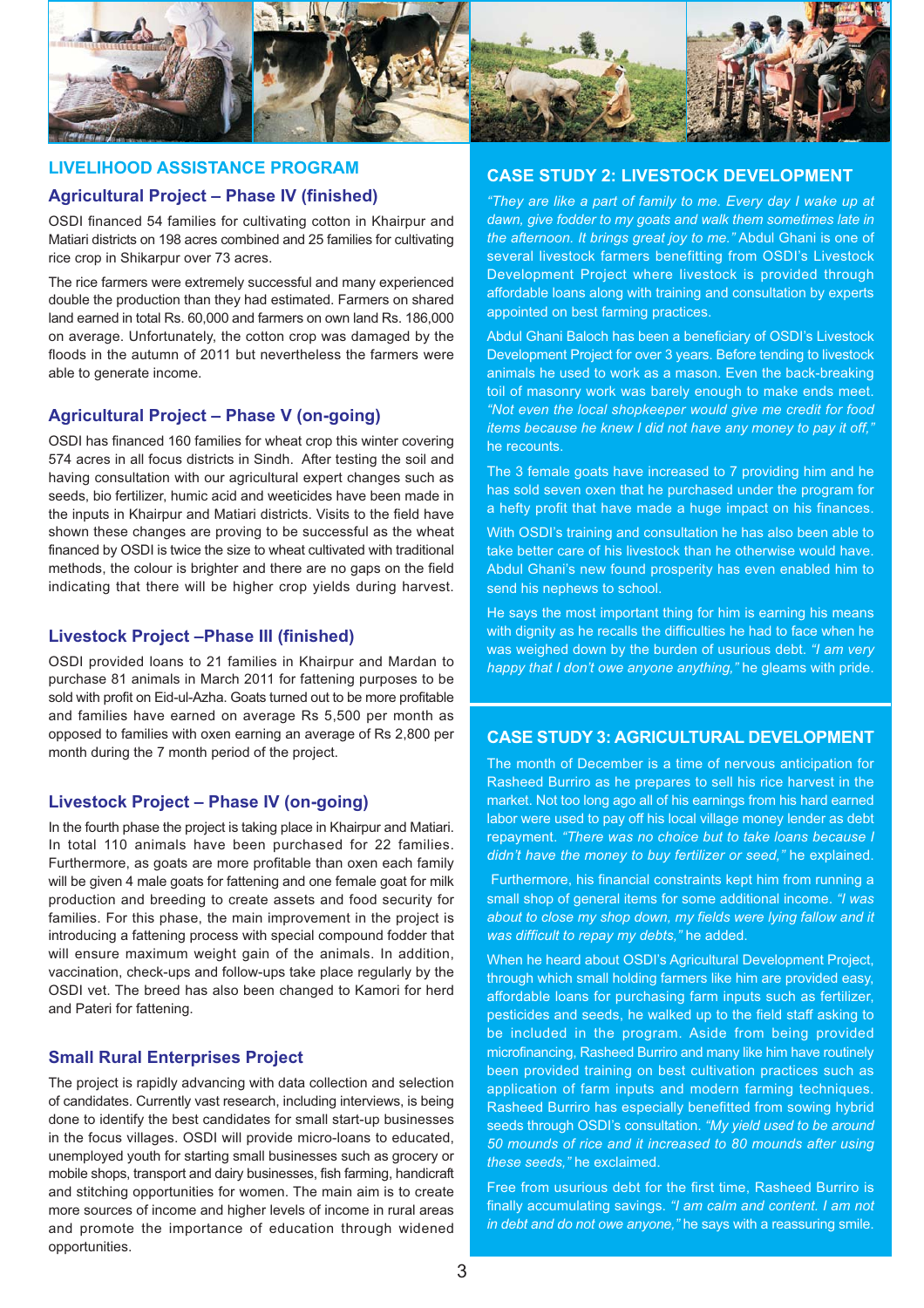## LIVELIHOOD ASSISTANCE PROGRAM

### Agricultural Project – Phase IV (finished)

OSDI financed 54 families for cultivating cotton in Khairpur and Matiari districts on 198 acres combined and 25 families for cultivating rice crop in Shikarpur over 73 acres.

The rice farmers were extremely successful and many experienced double the production than they had estimated. Farmers on shared land earned in total Rs. 60,000 and farmers on own land Rs. 186,000 on average. Unfortunately, the cotton crop was damaged by the floods in the autumn of 2011 but nevertheless the farmers were able to generate income.

### Agricultural Project – Phase V (on-going)

OSDI has financed 160 families for wheat crop this winter covering 574 acres in all focus districts in Sindh. After testing the soil and having consultation with our agricultural expert changes such as seeds, bio fertilizer, humic acid and weeticides have been made in the inputs in Khairpur and Matiari districts. Visits to the field have shown these changes are proving to be successful as the wheat financed by OSDI is twice the size to wheat cultivated with traditional methods, the colour is brighter and there are no gaps on the field indicating that there will be higher crop yields during harvest.

### Livestock Project –Phase III (finished)

OSDI provided loans to 21 families in Khairpur and Mardan to purchase 81 animals in March 2011 for fattening purposes to be sold with profit on Eid-ul-Azha. Goats turned out to be more profitable and families have earned on average Rs 5,500 per month as opposed to families with oxen earning an average of Rs 2,800 per month during the 7 month period of the project.

### Livestock Project – Phase IV (on-going)

In the fourth phase the project is taking place in Khairpur and Matiari. In total 110 animals have been purchased for 22 families. Furthermore, as goats are more profitable than oxen each family will be given 4 male goats for fattening and one female goat for milk production and breeding to create assets and food security for families. For this phase, the main improvement in the project is introducing a fattening process with special compound fodder that will ensure maximum weight gain of the animals. In addition, vaccination, check-ups and follow-ups take place regularly by the OSDI vet. The breed has also been changed to Kamori for herd and Pateri for fattening.

### Small Rural Enterprises Project

The project is rapidly advancing with data collection and selection of candidates. Currently vast research, including interviews, is being done to identify the best candidates for small start-up businesses in the focus villages. OSDI will provide micro-loans to educated, unemployed youth for starting small businesses such as grocery or mobile shops, transport and dairy businesses, fish farming, handicraft and stitching opportunities for women. The main aim is to create more sources of income and higher levels of income in rural areas and promote the importance of education through widened opportunities.

## CASE STUDY 2: LIVESTOCK DEVELOPMENT

*"They are like a part of family to me. Every day I wake up at dawn, give fodder to my goats and walk them sometimes late in the afternoon. It brings great joy to me."* Abdul Ghani is one of several livestock farmers benefitting from OSDI's Livestock Development Project where livestock is provided through affordable loans along with training and consultation by experts appointed on best farming practices.

Abdul Ghani Baloch has been a beneficiary of OSDI's Livestock Development Project for over 3 years. Before tending to livestock animals he used to work as a mason. Even the back-breaking toil of masonry work was barely enough to make ends meet. *"Not even the local shopkeeper would give me credit for food items because he knew I did not have any money to pay it off,"* he recounts.

The 3 female goats have increased to 7 providing him and he has sold seven oxen that he purchased under the program for a hefty profit that have made a huge impact on his finances.

With OSDI's training and consultation he has also been able to take better care of his livestock than he otherwise would have. Abdul Ghani's new found prosperity has even enabled him to send his nephews to school.

He says the most important thing for him is earning his means with dignity as he recalls the difficulties he had to face when he was weighed down by the burden of usurious debt. *"I am very happy that I don't owe anyone anything,"* he gleams with pride.

## CASE STUDY 3: AGRICULTURAL DEVELOPMENT

The month of December is a time of nervous anticipation for Rasheed Burriro as he prepares to sell his rice harvest in the market. Not too long ago all of his earnings from his hard earned labor were used to pay off his local village money lender as debt repayment. *"There was no choice but to take loans because I didn't have the money to buy fertilizer or seed,"* he explained.

Furthermore, his financial constraints kept him from running a small shop of general items for some additional income. *"I was about to close my shop down, my fields were lying fallow and it was difficult to repay my debts,"* he added.

When he heard about OSDI's Agricultural Development Project, through which small holding farmers like him are provided easy, affordable loans for purchasing farm inputs such as fertilizer, pesticides and seeds, he walked up to the field staff asking to be included in the program. Aside from being provided microfinancing, Rasheed Burriro and many like him have routinely been provided training on best cultivation practices such as application of farm inputs and modern farming techniques. Rasheed Burriro has especially benefitted from sowing hybrid seeds through OSDI's consultation. *"My yield used to be around 50 mounds of rice and it increased to 80 mounds after using these seeds,"* he exclaimed.

Free from usurious debt for the first time, Rasheed Burriro is finally accumulating savings. *"I am calm and content. I am not in debt and do not owe anyone,"* he says with a reassuring smile.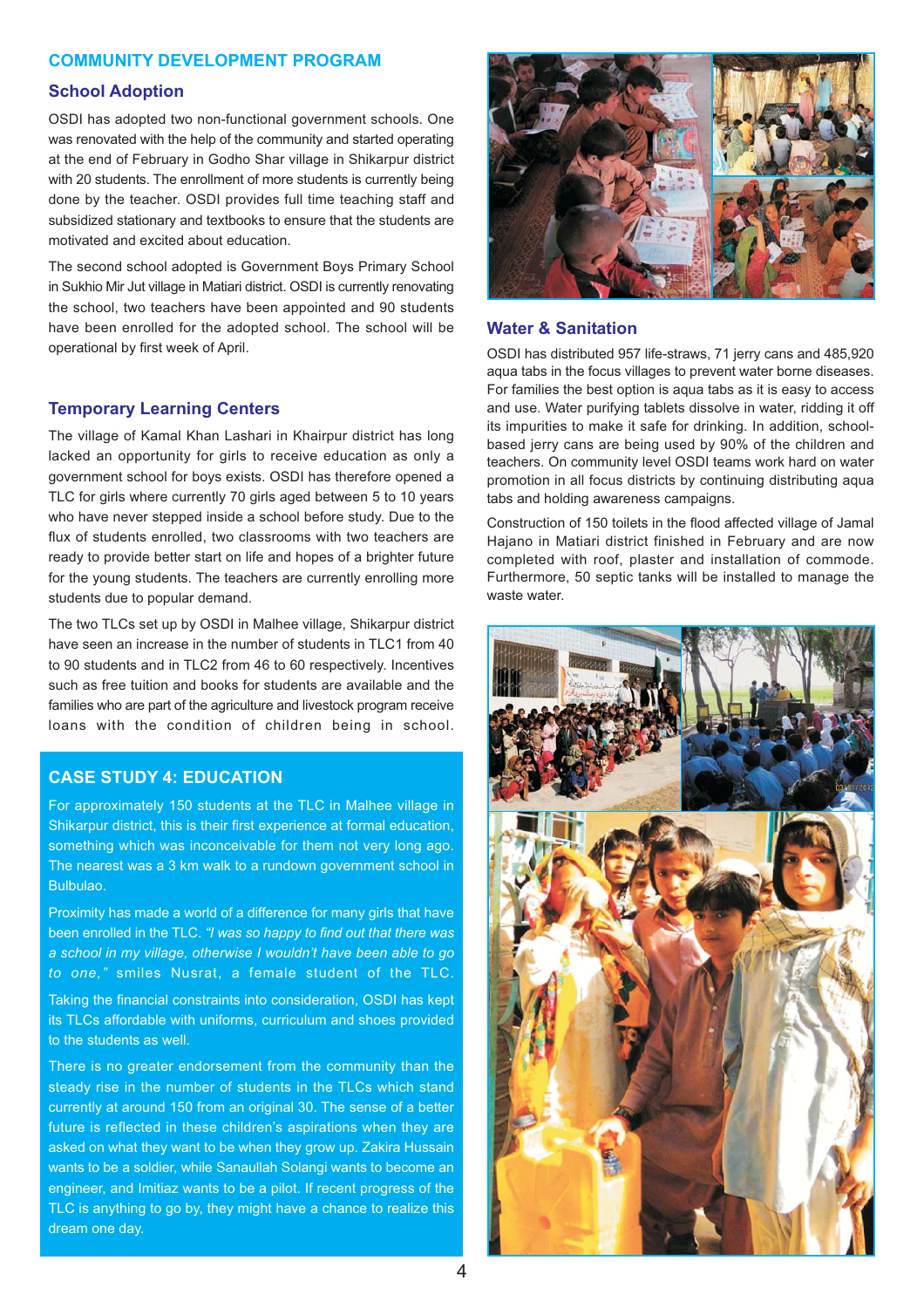## COMMUNITY DEVELOPMENT PROGRAM

### School Adoption

OSDI has adopted two non-functional government schools. One was renovated with the help of the community and started operating at the end of February in Godho Shar village in Shikarpur district with 20 students. The enrollment of more students is currently being done by the teacher. OSDI provides full time teaching staff and subsidized stationary and textbooks to ensure that the students are motivated and excited about education.

The second school adopted is Government Boys Primary School in Sukhio Mir Jut village in Matiari district. OSDI is currently renovating the school, two teachers have been appointed and 90 students have been enrolled for the adopted school. The school will be operational by first week of April.

### Temporary Learning Centers

The village of Kamal Khan Lashari in Khairpur district has long lacked an opportunity for girls to receive education as only a government school for boys exists. OSDI has therefore opened a TLC for girls where currently 70 girls aged between 5 to 10 years who have never stepped inside a school before study. Due to the flux of students enrolled, two classrooms with two teachers are ready to provide better start on life and hopes of a brighter future for the young students. The teachers are currently enrolling more students due to popular demand.

The two TLCs set up by OSDI in Malhee village, Shikarpur district have seen an increase in the number of students in TLC1 from 40 to 90 students and in TLC2 from 46 to 60 respectively. Incentives such as free tuition and books for students are available and the families who are part of the agriculture and livestock program receive loans with the condition of children being in school.

### CASE STUDY 4: EDUCATION

For approximately 150 students at the TLC in Malhee village in Shikarpur district, this is their first experience at formal education, something which was inconceivable for them not very long ago. The nearest was a 3 km walk to a rundown government school in Bulbulao.

Proximity has made a world of a difference for many girls that have been enrolled in the TLC. *"I was so happy to find out that there was a school in my village, otherwise I wouldn't have been able to go to one,"* smiles Nusrat, a female student of the TLC.

Taking the financial constraints into consideration, OSDI has kept its TLCs affordable with uniforms, curriculum and shoes provided to the students as well.

There is no greater endorsement from the community than the steady rise in the number of students in the TLCs which stand currently at around 150 from an original 30. The sense of a better future is reflected in these children's aspirations when they are asked on what they want to be when they grow up. Zakira Hussain wants to be a soldier, while Sanaullah Solangi wants to become an engineer, and Imitiaz wants to be a pilot. If recent progress of the TLC is anything to go by, they might have a chance to realize this dream one day.

### Water & Sanitation

OSDI has distributed 957 life-straws, 71 jerry cans and 485,920 aqua tabs in the focus villages to prevent water borne diseases. For families the best option is aqua tabs as it is easy to access and use. Water purifying tablets dissolve in water, ridding it off its impurities to make it safe for drinking. In addition, school-based jerry cans are being used by 90% of the children and teachers. On community level OSDI teams work hard on water promotion in all focus districts by continuing distributing aqua tabs and holding awareness campaigns.

Construction of 150 toilets in the flood affected village of Jamal Hajano in Matiari district finished in February and are now completed with roof, plaster and installation of commode. Furthermore, 50 septic tanks will be installed to manage the waste water.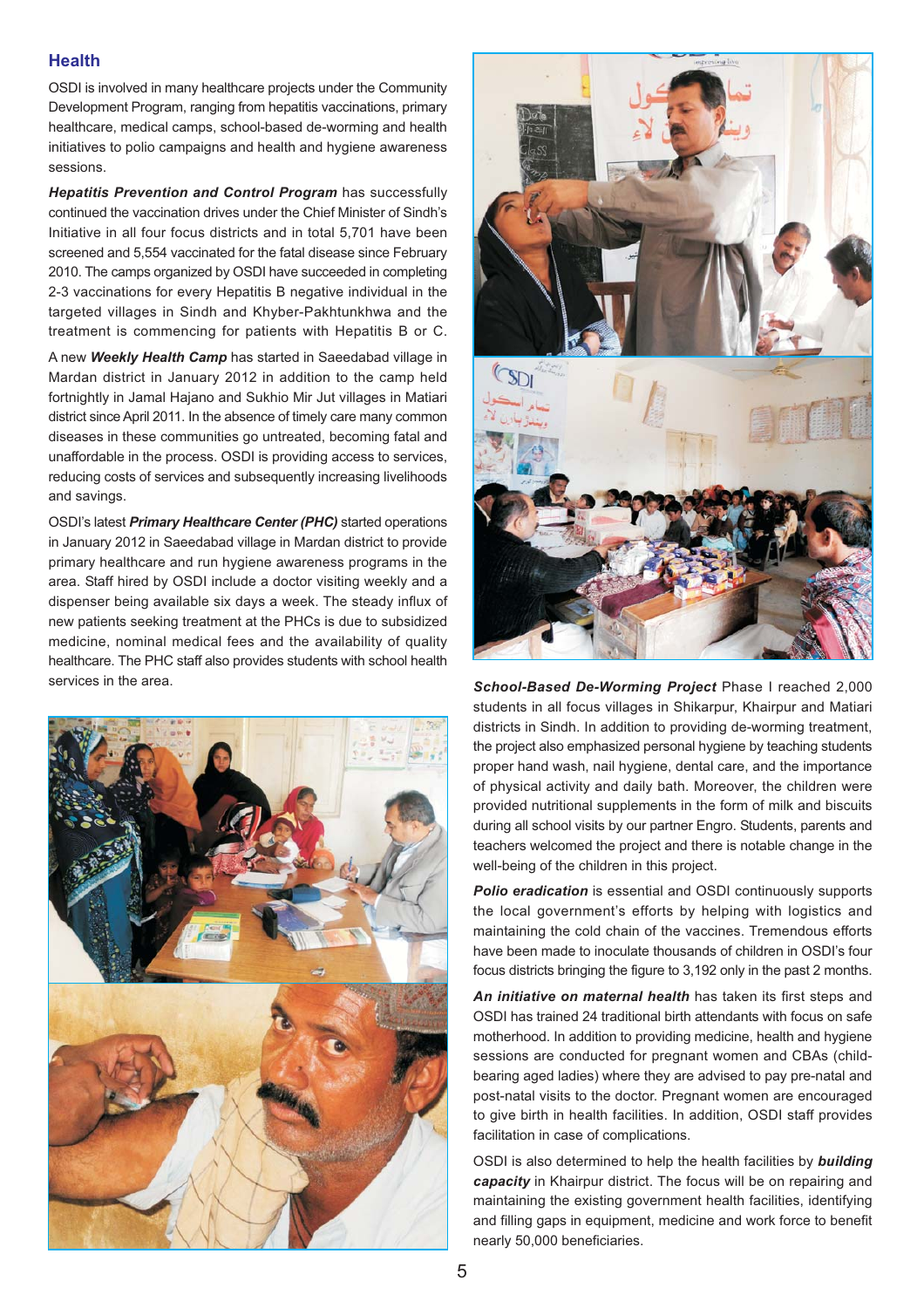## Health

OSDI is involved in many healthcare projects under the Community Development Program, ranging from hepatitis vaccinations, primary healthcare, medical camps, school-based de-worming and health initiatives to polio campaigns and health and hygiene awareness sessions.

***Hepatitis Prevention and Control Program*** has successfully continued the vaccination drives under the Chief Minister of Sindh's Initiative in all four focus districts and in total 5,701 have been screened and 5,554 vaccinated for the fatal disease since February 2010. The camps organized by OSDI have succeeded in completing 2-3 vaccinations for every Hepatitis B negative individual in the targeted villages in Sindh and Khyber-Pakhtunkhwa and the treatment is commencing for patients with Hepatitis B or C.

A new ***Weekly Health Camp*** has started in Saeedabad village in Mardan district in January 2012 in addition to the camp held fortnightly in Jamal Hajano and Sukhio Mir Jut villages in Matiari district since April 2011. In the absence of timely care many common diseases in these communities go untreated, becoming fatal and unaffordable in the process. OSDI is providing access to services, reducing costs of services and subsequently increasing livelihoods and savings.

OSDI's latest ***Primary Healthcare Center (PHC)*** started operations in January 2012 in Saeedabad village in Mardan district to provide primary healthcare and run hygiene awareness programs in the area. Staff hired by OSDI include a doctor visiting weekly and a dispenser being available six days a week. The steady influx of new patients seeking treatment at the PHCs is due to subsidized medicine, nominal medical fees and the availability of quality healthcare. The PHC staff also provides students with school health services in the area.

***School-Based De-Worming Project*** Phase I reached 2,000 students in all focus villages in Shikarpur, Khairpur and Matiari districts in Sindh. In addition to providing de-worming treatment, the project also emphasized personal hygiene by teaching students proper hand wash, nail hygiene, dental care, and the importance of physical activity and daily bath. Moreover, the children were provided nutritional supplements in the form of milk and biscuits during all school visits by our partner Engro. Students, parents and teachers welcomed the project and there is notable change in the well-being of the children in this project.

***Polio eradication*** is essential and OSDI continuously supports the local government's efforts by helping with logistics and maintaining the cold chain of the vaccines. Tremendous efforts have been made to inoculate thousands of children in OSDI's four focus districts bringing the figure to 3,192 only in the past 2 months.

***An initiative on maternal health*** has taken its first steps and OSDI has trained 24 traditional birth attendants with focus on safe motherhood. In addition to providing medicine, health and hygiene sessions are conducted for pregnant women and CBAs (child-bearing aged ladies) where they are advised to pay pre-natal and post-natal visits to the doctor. Pregnant women are encouraged to give birth in health facilities. In addition, OSDI staff provides facilitation in case of complications.

OSDI is also determined to help the health facilities by ***building capacity*** in Khairpur district. The focus will be on repairing and maintaining the existing government health facilities, identifying and filling gaps in equipment, medicine and work force to benefit nearly 50,000 beneficiaries.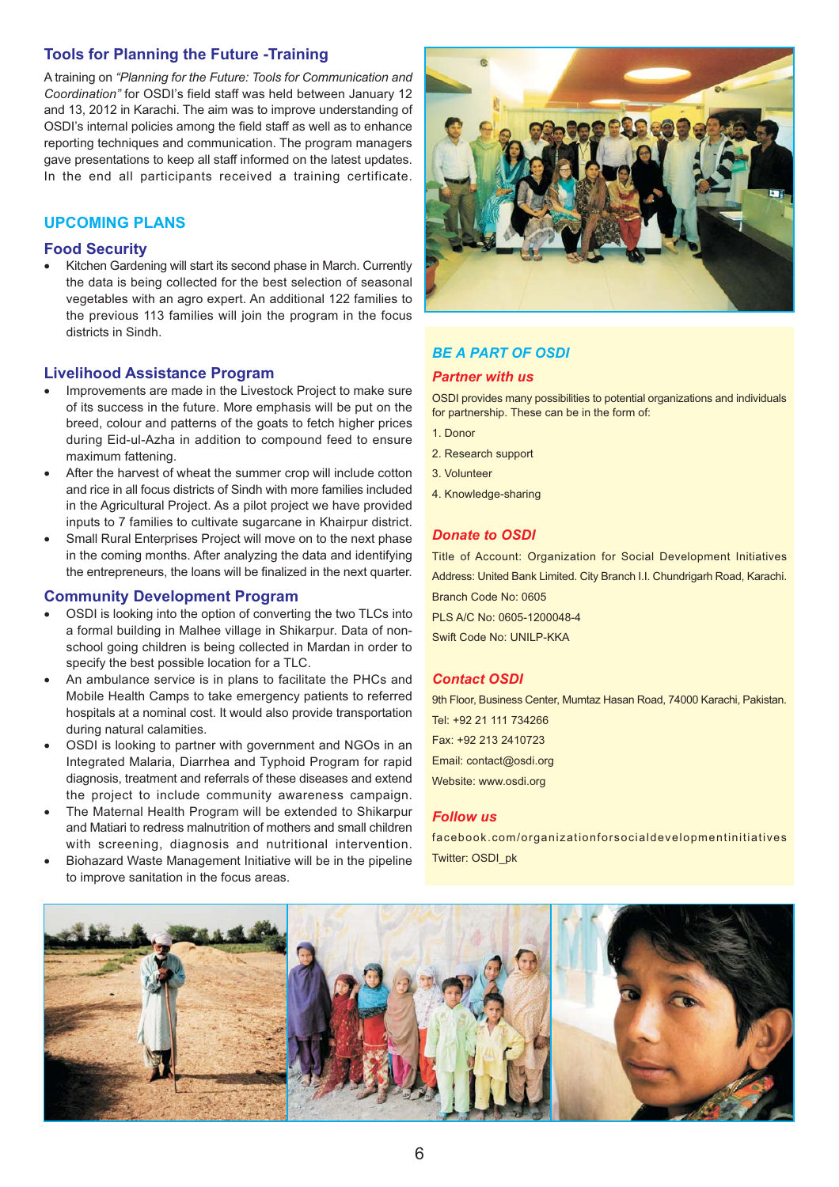## Tools for Planning the Future -Training

A training on *"Planning for the Future: Tools for Communication and Coordination"* for OSDI's field staff was held between January 12 and 13, 2012 in Karachi. The aim was to improve understanding of OSDI's internal policies among the field staff as well as to enhance reporting techniques and communication. The program managers gave presentations to keep all staff informed on the latest updates. In the end all participants received a training certificate.

## UPCOMING PLANS

### Food Security

- Kitchen Gardening will start its second phase in March. Currently the data is being collected for the best selection of seasonal vegetables with an agro expert. An additional 122 families to the previous 113 families will join the program in the focus districts in Sindh.

### Livelihood Assistance Program

- Improvements are made in the Livestock Project to make sure of its success in the future. More emphasis will be put on the breed, colour and patterns of the goats to fetch higher prices during Eid-ul-Azha in addition to compound feed to ensure maximum fattening.
- After the harvest of wheat the summer crop will include cotton and rice in all focus districts of Sindh with more families included in the Agricultural Project. As a pilot project we have provided inputs to 7 families to cultivate sugarcane in Khairpur district.
- Small Rural Enterprises Project will move on to the next phase in the coming months. After analyzing the data and identifying the entrepreneurs, the loans will be finalized in the next quarter.

### Community Development Program

- OSDI is looking into the option of converting the two TLCs into a formal building in Malhee village in Shikarpur. Data of non-school going children is being collected in Mardan in order to specify the best possible location for a TLC.
- An ambulance service is in plans to facilitate the PHCs and Mobile Health Camps to take emergency patients to referred hospitals at a nominal cost. It would also provide transportation during natural calamities.
- OSDI is looking to partner with government and NGOs in an Integrated Malaria, Diarrhea and Typhoid Program for rapid diagnosis, treatment and referrals of these diseases and extend the project to include community awareness campaign.
- The Maternal Health Program will be extended to Shikarpur and Matiari to redress malnutrition of mothers and small children with screening, diagnosis and nutritional intervention.
- Biohazard Waste Management Initiative will be in the pipeline to improve sanitation in the focus areas.

## *BE A PART OF OSDI*

### *Partner with us*

OSDI provides many possibilities to potential organizations and individuals for partnership. These can be in the form of:

1. Donor
2. Research support
3. Volunteer
4. Knowledge-sharing

### *Donate to OSDI*

Title of Account: Organization for Social Development Initiatives

Address: United Bank Limited. City Branch I.I. Chundrigarh Road, Karachi.

Branch Code No: 0605

PLS A/C No: 0605-1200048-4

Swift Code No: UNILP-KKA

### *Contact OSDI*

9th Floor, Business Center, Mumtaz Hasan Road, 74000 Karachi, Pakistan.

Tel: +92 21 111 734266

Fax: +92 213 2410723

Email: contact@osdi.org

Website: www.osdi.org

### *Follow us*

facebook.com/organizationforsocialdevelopmentinitiatives

Twitter: OSDI_pk